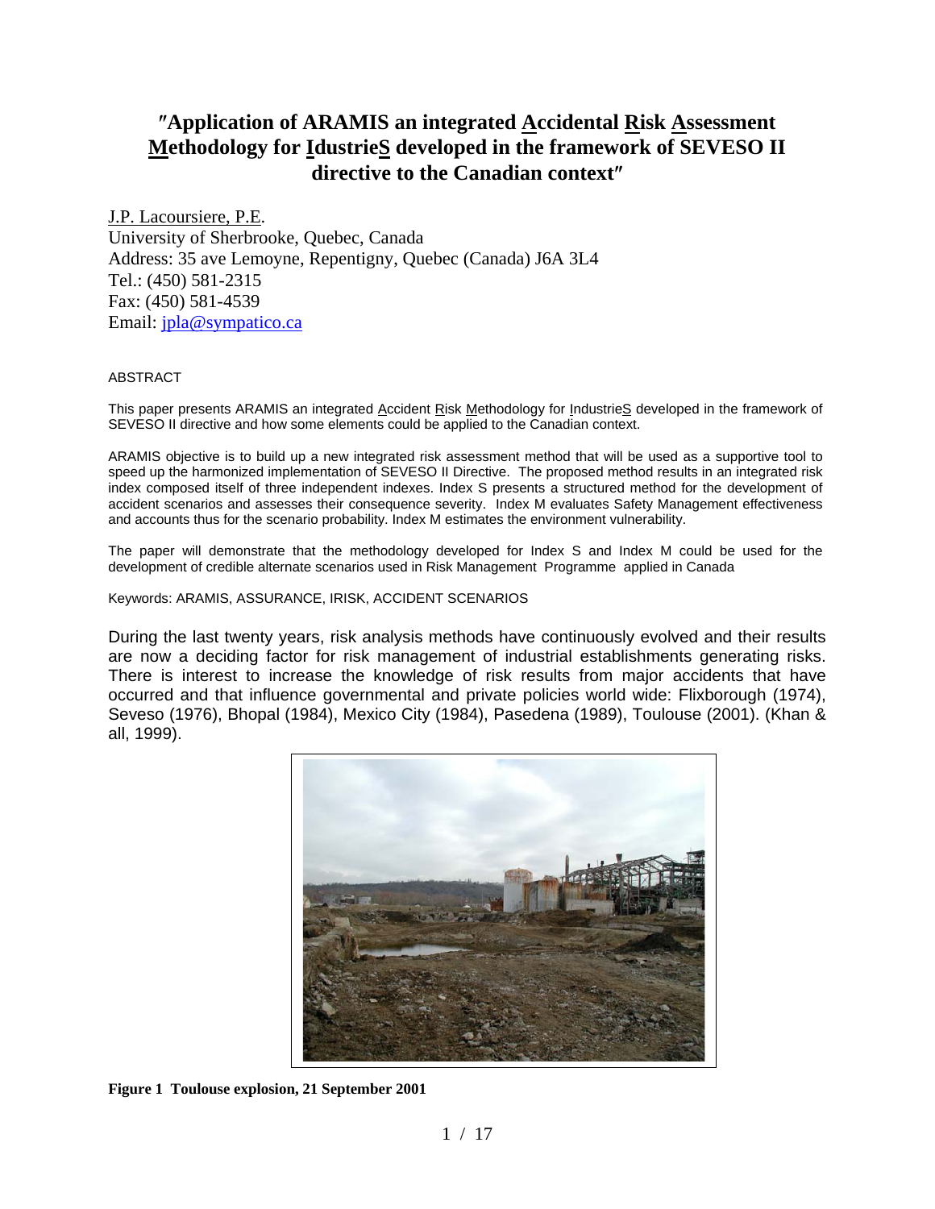# ″Application of ARAMIS an integrated Accidental Risk Assessment Methodology for IdustrieS developed in the framework of SEVESO II directive to the Canadian context″

J.P. Lacoursiere, P.E.
University of Sherbrooke, Quebec, Canada
Address: 35 ave Lemoyne, Repentigny, Quebec (Canada) J6A 3L4
Tel.: (450) 581-2315
Fax: (450) 581-4539
Email: jpla@sympatico.ca

ABSTRACT

This paper presents ARAMIS an integrated Accident Risk Methodology for IndustrieS developed in the framework of SEVESO II directive and how some elements could be applied to the Canadian context.

ARAMIS objective is to build up a new integrated risk assessment method that will be used as a supportive tool to speed up the harmonized implementation of SEVESO II Directive. The proposed method results in an integrated risk index composed itself of three independent indexes. Index S presents a structured method for the development of accident scenarios and assesses their consequence severity. Index M evaluates Safety Management effectiveness and accounts thus for the scenario probability. Index M estimates the environment vulnerability.

The paper will demonstrate that the methodology developed for Index S and Index M could be used for the development of credible alternate scenarios used in Risk Management Programme applied in Canada

Keywords: ARAMIS, ASSURANCE, IRISK, ACCIDENT SCENARIOS

During the last twenty years, risk analysis methods have continuously evolved and their results are now a deciding factor for risk management of industrial establishments generating risks. There is interest to increase the knowledge of risk results from major accidents that have occurred and that influence governmental and private policies world wide: Flixborough (1974), Seveso (1976), Bhopal (1984), Mexico City (1984), Pasedena (1989), Toulouse (2001). (Khan & all, 1999).

**Figure 1 Toulouse explosion, 21 September 2001**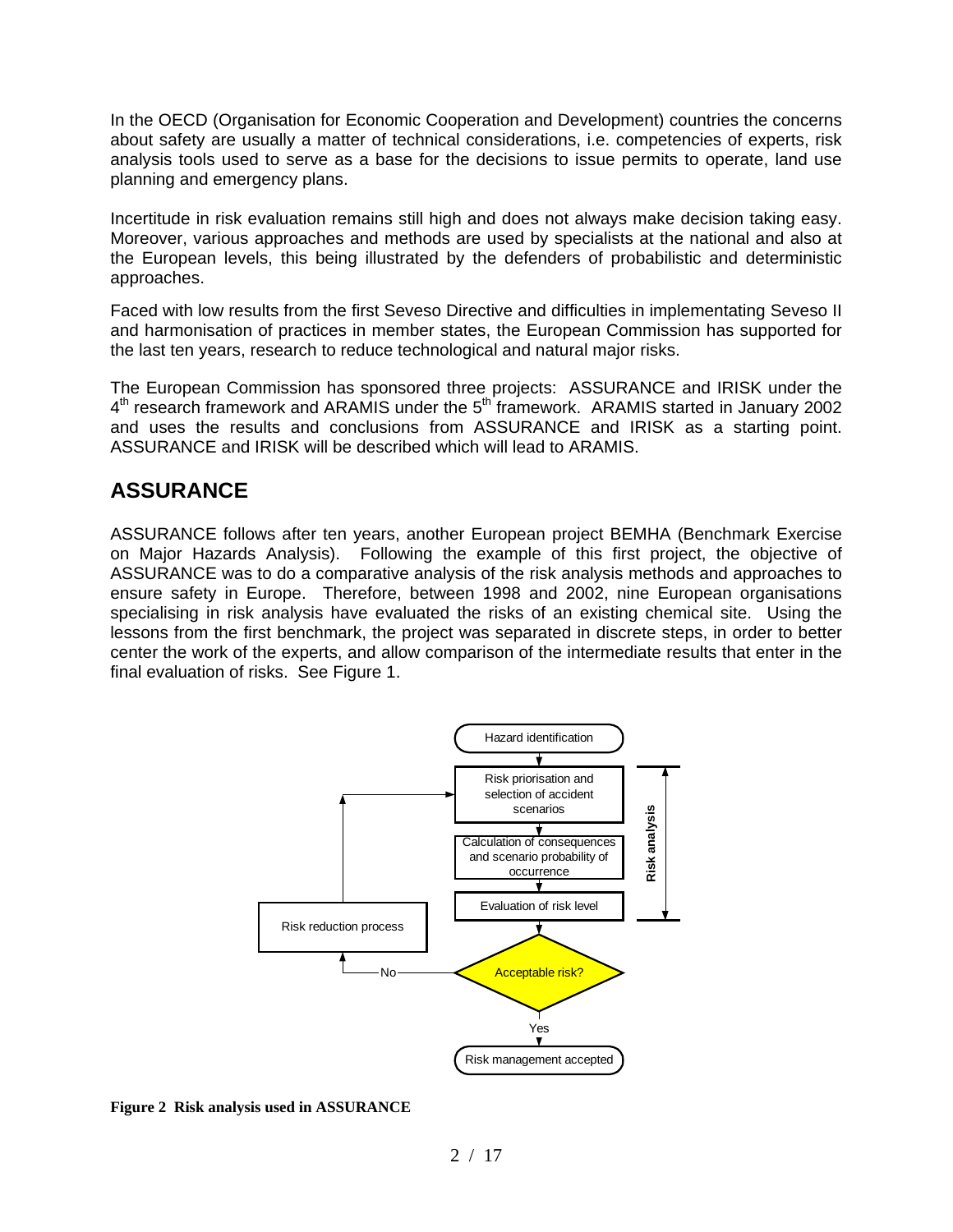In the OECD (Organisation for Economic Cooperation and Development) countries the concerns about safety are usually a matter of technical considerations, i.e. competencies of experts, risk analysis tools used to serve as a base for the decisions to issue permits to operate, land use planning and emergency plans.

Incertitude in risk evaluation remains still high and does not always make decision taking easy. Moreover, various approaches and methods are used by specialists at the national and also at the European levels, this being illustrated by the defenders of probabilistic and deterministic approaches.

Faced with low results from the first Seveso Directive and difficulties in implementating Seveso II and harmonisation of practices in member states, the European Commission has supported for the last ten years, research to reduce technological and natural major risks.

The European Commission has sponsored three projects: ASSURANCE and IRISK under the 4th research framework and ARAMIS under the 5th framework. ARAMIS started in January 2002 and uses the results and conclusions from ASSURANCE and IRISK as a starting point. ASSURANCE and IRISK will be described which will lead to ARAMIS.

## ASSURANCE

ASSURANCE follows after ten years, another European project BEMHA (Benchmark Exercise on Major Hazards Analysis). Following the example of this first project, the objective of ASSURANCE was to do a comparative analysis of the risk analysis methods and approaches to ensure safety in Europe. Therefore, between 1998 and 2002, nine European organisations specialising in risk analysis have evaluated the risks of an existing chemical site. Using the lessons from the first benchmark, the project was separated in discrete steps, in order to better center the work of the experts, and allow comparison of the intermediate results that enter in the final evaluation of risks. See Figure 1.

Hazard identification → Risk priorisation and selection of accident scenarios → Calculation of consequences and scenario probability of occurrence → Evaluation of risk level → Acceptable risk? — Yes → Risk management accepted; No → Risk reduction process → (back to Risk priorisation and selection of accident scenarios)

(Risk analysis: Risk priorisation and selection of accident scenarios through Evaluation of risk level)

**Figure 2 Risk analysis used in ASSURANCE**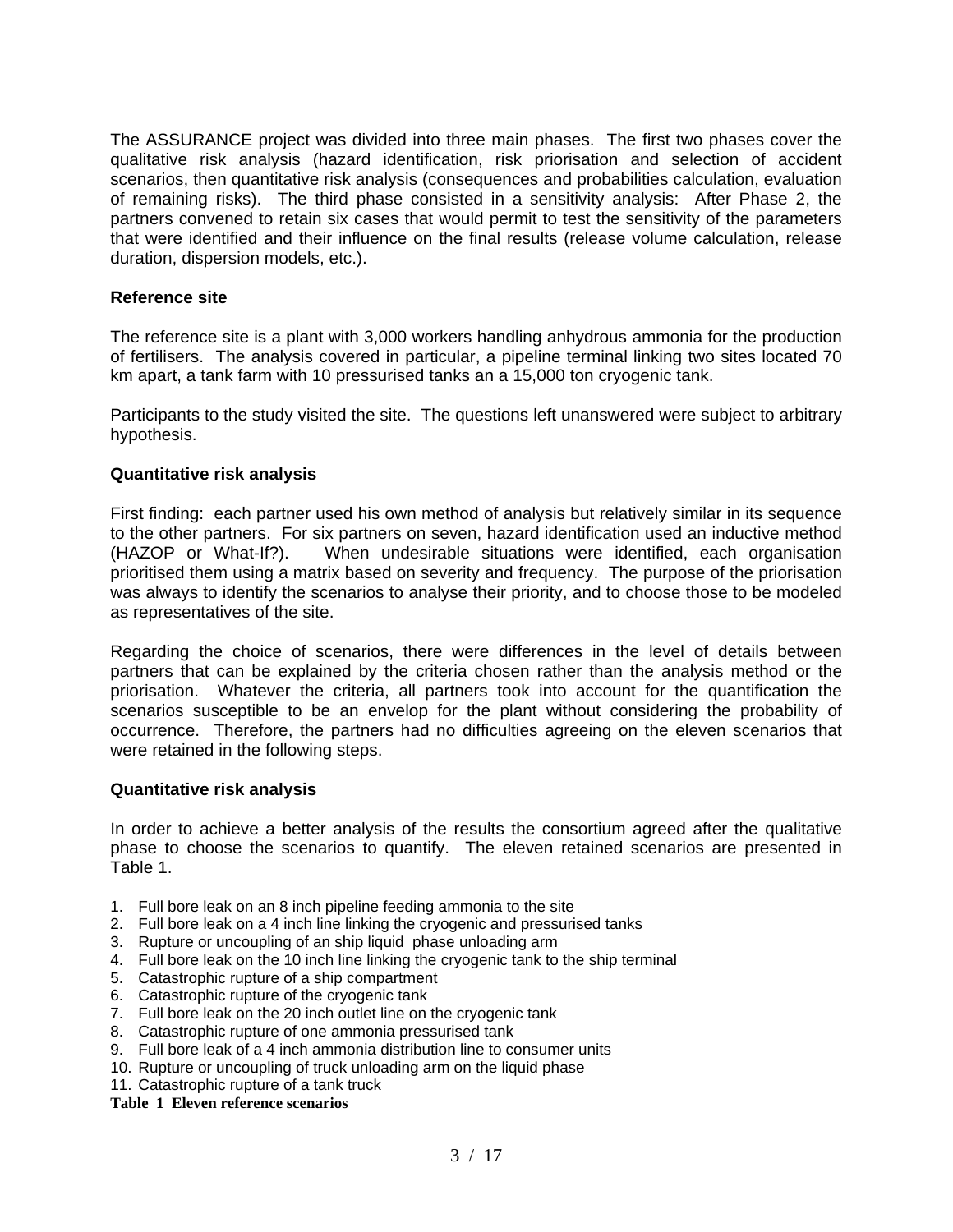The ASSURANCE project was divided into three main phases. The first two phases cover the qualitative risk analysis (hazard identification, risk priorisation and selection of accident scenarios, then quantitative risk analysis (consequences and probabilities calculation, evaluation of remaining risks). The third phase consisted in a sensitivity analysis: After Phase 2, the partners convened to retain six cases that would permit to test the sensitivity of the parameters that were identified and their influence on the final results (release volume calculation, release duration, dispersion models, etc.).

**Reference site**

The reference site is a plant with 3,000 workers handling anhydrous ammonia for the production of fertilisers. The analysis covered in particular, a pipeline terminal linking two sites located 70 km apart, a tank farm with 10 pressurised tanks an a 15,000 ton cryogenic tank.

Participants to the study visited the site. The questions left unanswered were subject to arbitrary hypothesis.

**Quantitative risk analysis**

First finding: each partner used his own method of analysis but relatively similar in its sequence to the other partners. For six partners on seven, hazard identification used an inductive method (HAZOP or What-If?). When undesirable situations were identified, each organisation prioritised them using a matrix based on severity and frequency. The purpose of the priorisation was always to identify the scenarios to analyse their priority, and to choose those to be modeled as representatives of the site.

Regarding the choice of scenarios, there were differences in the level of details between partners that can be explained by the criteria chosen rather than the analysis method or the priorisation. Whatever the criteria, all partners took into account for the quantification the scenarios susceptible to be an envelop for the plant without considering the probability of occurrence. Therefore, the partners had no difficulties agreeing on the eleven scenarios that were retained in the following steps.

**Quantitative risk analysis**

In order to achieve a better analysis of the results the consortium agreed after the qualitative phase to choose the scenarios to quantify. The eleven retained scenarios are presented in Table 1.

1. Full bore leak on an 8 inch pipeline feeding ammonia to the site
2. Full bore leak on a 4 inch line linking the cryogenic and pressurised tanks
3. Rupture or uncoupling of an ship liquid phase unloading arm
4. Full bore leak on the 10 inch line linking the cryogenic tank to the ship terminal
5. Catastrophic rupture of a ship compartment
6. Catastrophic rupture of the cryogenic tank
7. Full bore leak on the 20 inch outlet line on the cryogenic tank
8. Catastrophic rupture of one ammonia pressurised tank
9. Full bore leak of a 4 inch ammonia distribution line to consumer units
10. Rupture or uncoupling of truck unloading arm on the liquid phase
11. Catastrophic rupture of a tank truck

**Table 1 Eleven reference scenarios**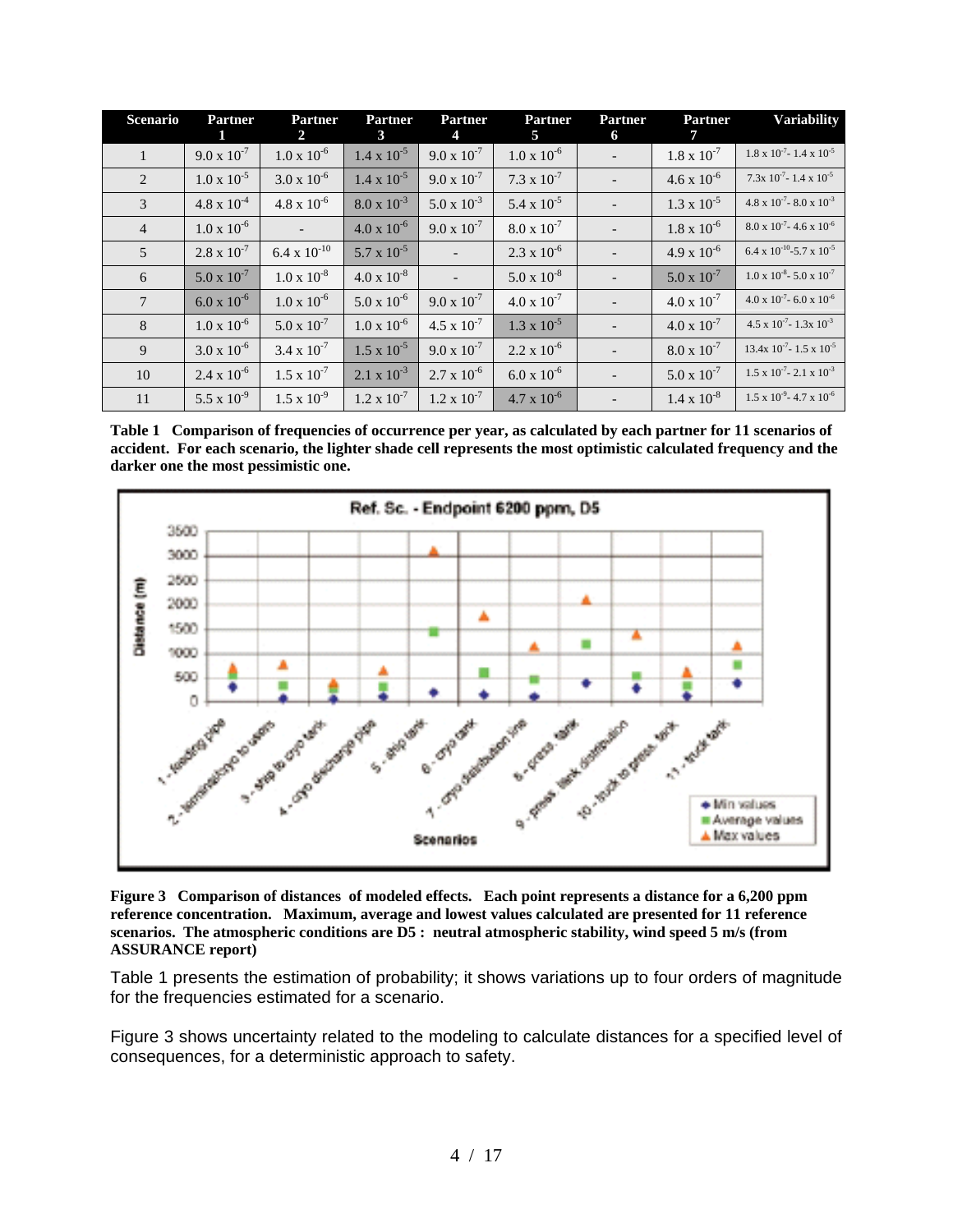| Scenario | Partner 1 | Partner 2 | Partner 3 | Partner 4 | Partner 5 | Partner 6 | Partner 7 | Variability |
|---|---|---|---|---|---|---|---|---|
| 1 | $9.0 \times 10^{-7}$ | $1.0 \times 10^{-6}$ | $1.4 \times 10^{-5}$ | $9.0 \times 10^{-7}$ | $1.0 \times 10^{-6}$ | - | $1.8 \times 10^{-7}$ | $1.8 \times 10^{-7}$ - $1.4 \times 10^{-5}$ |
| 2 | $1.0 \times 10^{-5}$ | $3.0 \times 10^{-6}$ | $1.4 \times 10^{-5}$ | $9.0 \times 10^{-7}$ | $7.3 \times 10^{-7}$ | - | $4.6 \times 10^{-6}$ | $7.3 \times 10^{-7}$ - $1.4 \times 10^{-5}$ |
| 3 | $4.8 \times 10^{-4}$ | $4.8 \times 10^{-6}$ | $8.0 \times 10^{-3}$ | $5.0 \times 10^{-3}$ | $5.4 \times 10^{-5}$ | - | $1.3 \times 10^{-5}$ | $4.8 \times 10^{-7}$ - $8.0 \times 10^{-3}$ |
| 4 | $1.0 \times 10^{-6}$ | - | $4.0 \times 10^{-6}$ | $9.0 \times 10^{-7}$ | $8.0 \times 10^{-7}$ | - | $1.8 \times 10^{-6}$ | $8.0 \times 10^{-7}$ - $4.6 \times 10^{-6}$ |
| 5 | $2.8 \times 10^{-7}$ | $6.4 \times 10^{-10}$ | $5.7 \times 10^{-5}$ | - | $2.3 \times 10^{-6}$ | - | $4.9 \times 10^{-6}$ | $6.4 \times 10^{-10}$-$5.7 \times 10^{-5}$ |
| 6 | $5.0 \times 10^{-7}$ | $1.0 \times 10^{-8}$ | $4.0 \times 10^{-8}$ | - | $5.0 \times 10^{-8}$ | - | $5.0 \times 10^{-7}$ | $1.0 \times 10^{-8}$ - $5.0 \times 10^{-7}$ |
| 7 | $6.0 \times 10^{-6}$ | $1.0 \times 10^{-6}$ | $5.0 \times 10^{-6}$ | $9.0 \times 10^{-7}$ | $4.0 \times 10^{-7}$ | - | $4.0 \times 10^{-7}$ | $4.0 \times 10^{-7}$ - $6.0 \times 10^{-6}$ |
| 8 | $1.0 \times 10^{-6}$ | $5.0 \times 10^{-7}$ | $1.0 \times 10^{-6}$ | $4.5 \times 10^{-7}$ | $1.3 \times 10^{-5}$ | - | $4.0 \times 10^{-7}$ | $4.5 \times 10^{-7}$ - $1.3 \times 10^{-3}$ |
| 9 | $3.0 \times 10^{-6}$ | $3.4 \times 10^{-7}$ | $1.5 \times 10^{-5}$ | $9.0 \times 10^{-7}$ | $2.2 \times 10^{-6}$ | - | $8.0 \times 10^{-7}$ | $13.4 \times 10^{-7}$ - $1.5 \times 10^{-5}$ |
| 10 | $2.4 \times 10^{-6}$ | $1.5 \times 10^{-7}$ | $2.1 \times 10^{-3}$ | $2.7 \times 10^{-6}$ | $6.0 \times 10^{-6}$ | - | $5.0 \times 10^{-7}$ | $1.5 \times 10^{-7}$ - $2.1 \times 10^{-3}$ |
| 11 | $5.5 \times 10^{-9}$ | $1.5 \times 10^{-9}$ | $1.2 \times 10^{-7}$ | $1.2 \times 10^{-7}$ | $4.7 \times 10^{-6}$ | - | $1.4 \times 10^{-8}$ | $1.5 \times 10^{-9}$ - $4.7 \times 10^{-6}$ |

**Table 1 Comparison of frequencies of occurrence per year, as calculated by each partner for 11 scenarios of accident. For each scenario, the lighter shade cell represents the most optimistic calculated frequency and the darker one the most pessimistic one.**

**Figure 3 Comparison of distances of modeled effects. Each point represents a distance for a 6,200 ppm reference concentration. Maximum, average and lowest values calculated are presented for 11 reference scenarios. The atmospheric conditions are D5 : neutral atmospheric stability, wind speed 5 m/s (from ASSURANCE report)**

Table 1 presents the estimation of probability; it shows variations up to four orders of magnitude for the frequencies estimated for a scenario.

Figure 3 shows uncertainty related to the modeling to calculate distances for a specified level of consequences, for a deterministic approach to safety.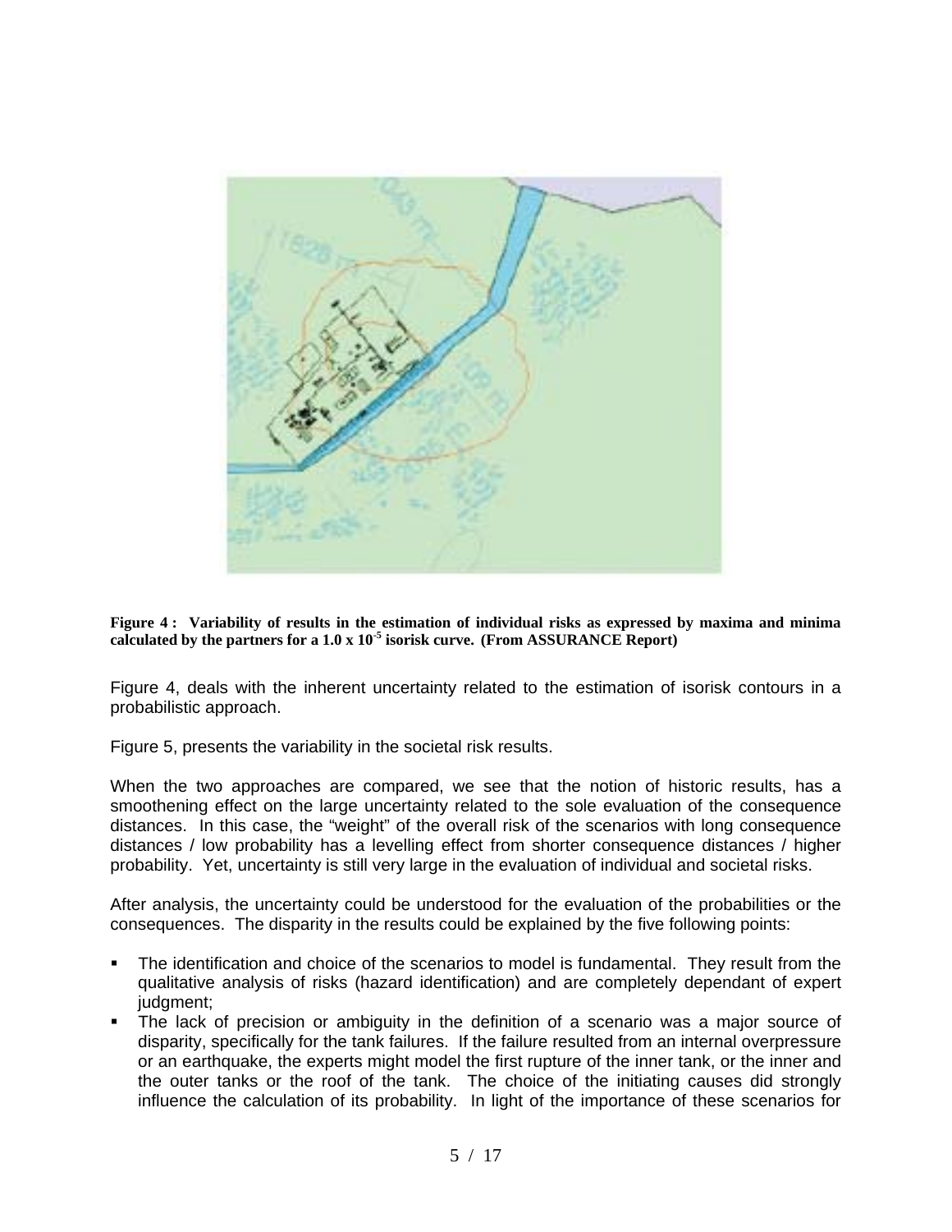**Figure 4 : Variability of results in the estimation of individual risks as expressed by maxima and minima calculated by the partners for a 1.0 x $10^{-5}$ isorisk curve. (From ASSURANCE Report)**

Figure 4, deals with the inherent uncertainty related to the estimation of isorisk contours in a probabilistic approach.

Figure 5, presents the variability in the societal risk results.

When the two approaches are compared, we see that the notion of historic results, has a smoothening effect on the large uncertainty related to the sole evaluation of the consequence distances. In this case, the "weight" of the overall risk of the scenarios with long consequence distances / low probability has a levelling effect from shorter consequence distances / higher probability. Yet, uncertainty is still very large in the evaluation of individual and societal risks.

After analysis, the uncertainty could be understood for the evaluation of the probabilities or the consequences. The disparity in the results could be explained by the five following points:

- The identification and choice of the scenarios to model is fundamental. They result from the qualitative analysis of risks (hazard identification) and are completely dependant of expert judgment;
- The lack of precision or ambiguity in the definition of a scenario was a major source of disparity, specifically for the tank failures. If the failure resulted from an internal overpressure or an earthquake, the experts might model the first rupture of the inner tank, or the inner and the outer tanks or the roof of the tank. The choice of the initiating causes did strongly influence the calculation of its probability. In light of the importance of these scenarios for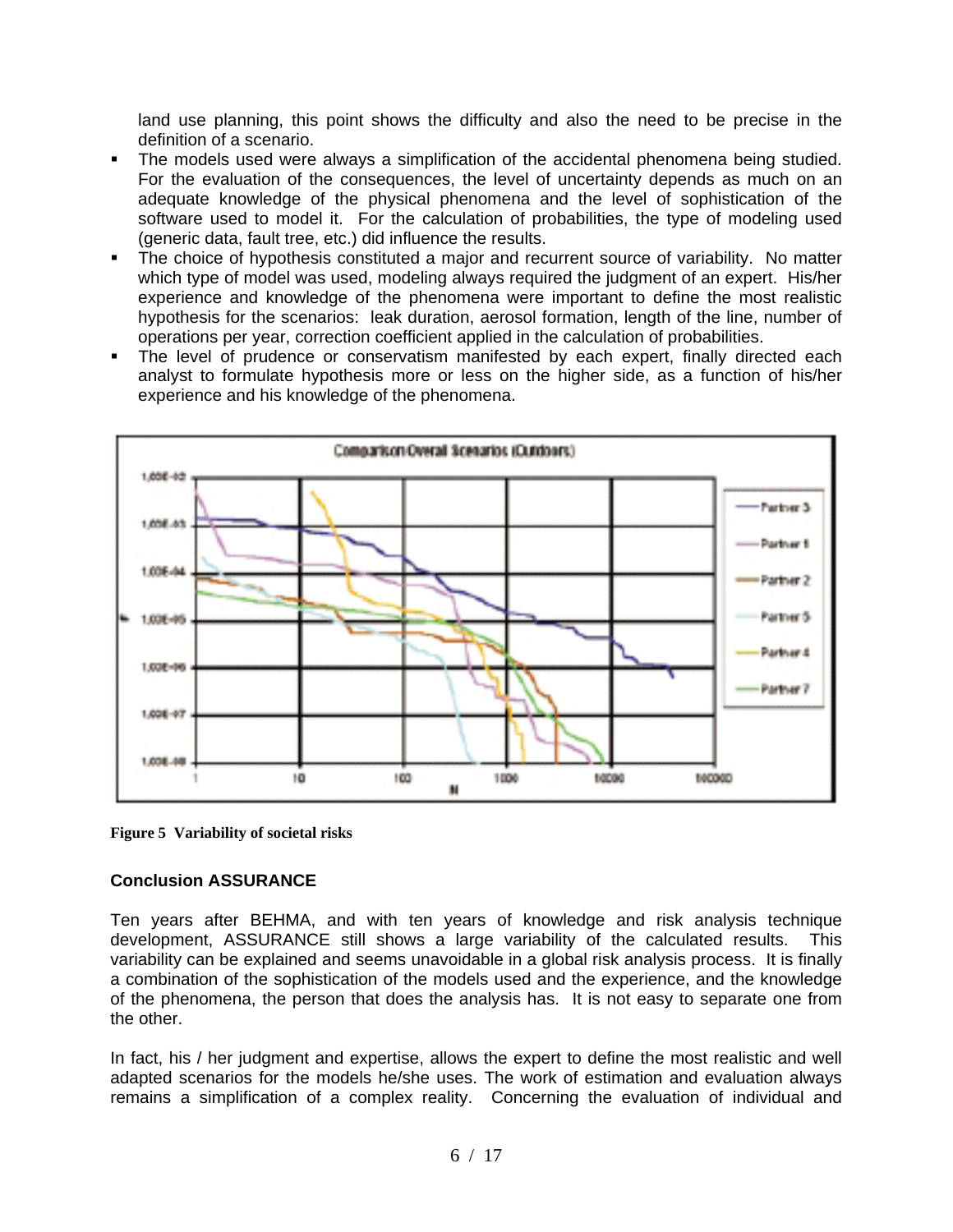land use planning, this point shows the difficulty and also the need to be precise in the definition of a scenario.

- The models used were always a simplification of the accidental phenomena being studied. For the evaluation of the consequences, the level of uncertainty depends as much on an adequate knowledge of the physical phenomena and the level of sophistication of the software used to model it. For the calculation of probabilities, the type of modeling used (generic data, fault tree, etc.) did influence the results.
- The choice of hypothesis constituted a major and recurrent source of variability. No matter which type of model was used, modeling always required the judgment of an expert. His/her experience and knowledge of the phenomena were important to define the most realistic hypothesis for the scenarios: leak duration, aerosol formation, length of the line, number of operations per year, correction coefficient applied in the calculation of probabilities.
- The level of prudence or conservatism manifested by each expert, finally directed each analyst to formulate hypothesis more or less on the higher side, as a function of his/her experience and his knowledge of the phenomena.

**Figure 5 Variability of societal risks**

### Conclusion ASSURANCE

Ten years after BEHMA, and with ten years of knowledge and risk analysis technique development, ASSURANCE still shows a large variability of the calculated results. This variability can be explained and seems unavoidable in a global risk analysis process. It is finally a combination of the sophistication of the models used and the experience, and the knowledge of the phenomena, the person that does the analysis has. It is not easy to separate one from the other.

In fact, his / her judgment and expertise, allows the expert to define the most realistic and well adapted scenarios for the models he/she uses. The work of estimation and evaluation always remains a simplification of a complex reality. Concerning the evaluation of individual and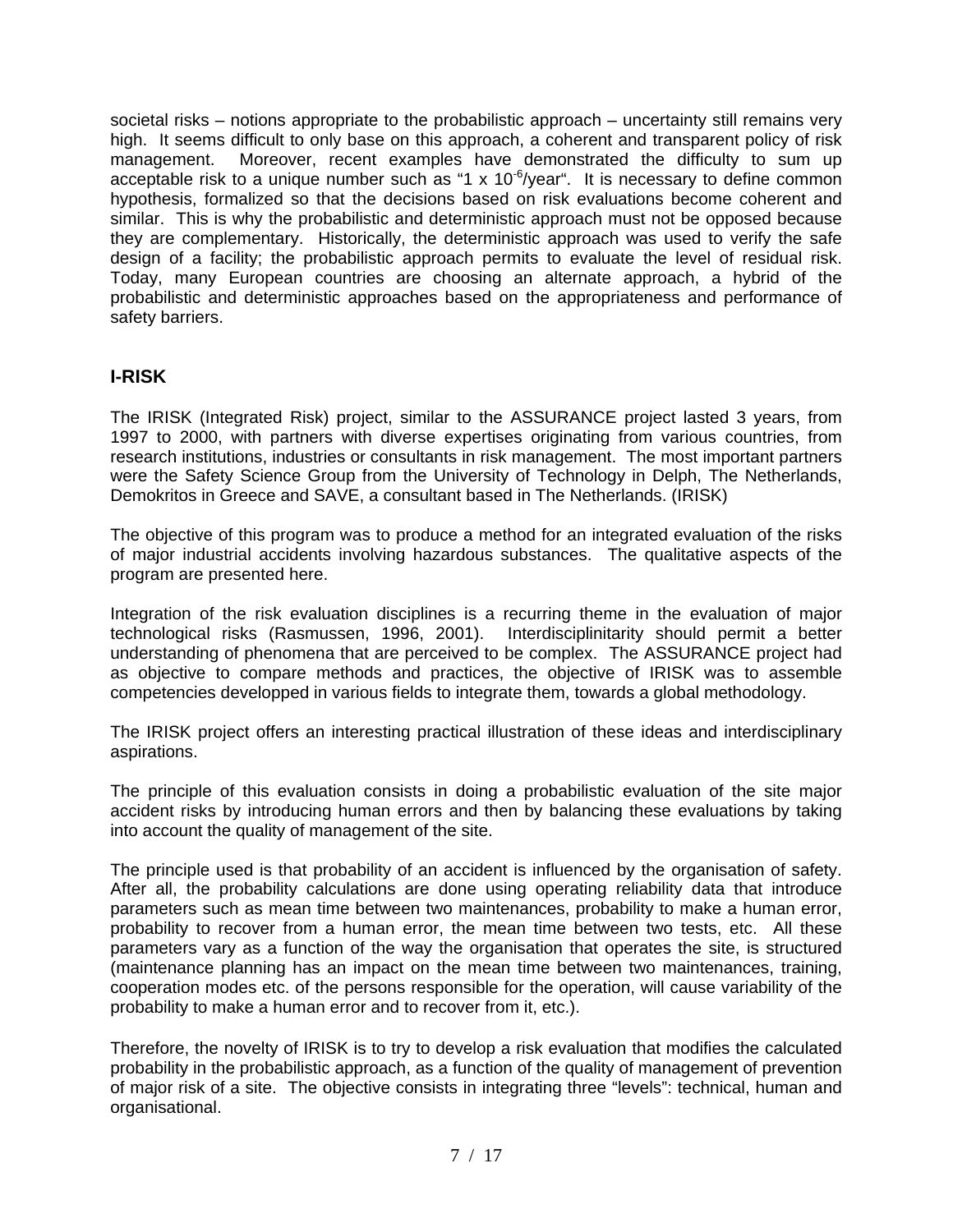societal risks – notions appropriate to the probabilistic approach – uncertainty still remains very high. It seems difficult to only base on this approach, a coherent and transparent policy of risk management. Moreover, recent examples have demonstrated the difficulty to sum up acceptable risk to a unique number such as "1 x $10^{-6}$/year". It is necessary to define common hypothesis, formalized so that the decisions based on risk evaluations become coherent and similar. This is why the probabilistic and deterministic approach must not be opposed because they are complementary. Historically, the deterministic approach was used to verify the safe design of a facility; the probabilistic approach permits to evaluate the level of residual risk. Today, many European countries are choosing an alternate approach, a hybrid of the probabilistic and deterministic approaches based on the appropriateness and performance of safety barriers.

## I-RISK

The IRISK (Integrated Risk) project, similar to the ASSURANCE project lasted 3 years, from 1997 to 2000, with partners with diverse expertises originating from various countries, from research institutions, industries or consultants in risk management. The most important partners were the Safety Science Group from the University of Technology in Delph, The Netherlands, Demokritos in Greece and SAVE, a consultant based in The Netherlands. (IRISK)

The objective of this program was to produce a method for an integrated evaluation of the risks of major industrial accidents involving hazardous substances. The qualitative aspects of the program are presented here.

Integration of the risk evaluation disciplines is a recurring theme in the evaluation of major technological risks (Rasmussen, 1996, 2001). Interdisciplinitarity should permit a better understanding of phenomena that are perceived to be complex. The ASSURANCE project had as objective to compare methods and practices, the objective of IRISK was to assemble competencies developped in various fields to integrate them, towards a global methodology.

The IRISK project offers an interesting practical illustration of these ideas and interdisciplinary aspirations.

The principle of this evaluation consists in doing a probabilistic evaluation of the site major accident risks by introducing human errors and then by balancing these evaluations by taking into account the quality of management of the site.

The principle used is that probability of an accident is influenced by the organisation of safety. After all, the probability calculations are done using operating reliability data that introduce parameters such as mean time between two maintenances, probability to make a human error, probability to recover from a human error, the mean time between two tests, etc. All these parameters vary as a function of the way the organisation that operates the site, is structured (maintenance planning has an impact on the mean time between two maintenances, training, cooperation modes etc. of the persons responsible for the operation, will cause variability of the probability to make a human error and to recover from it, etc.).

Therefore, the novelty of IRISK is to try to develop a risk evaluation that modifies the calculated probability in the probabilistic approach, as a function of the quality of management of prevention of major risk of a site. The objective consists in integrating three "levels": technical, human and organisational.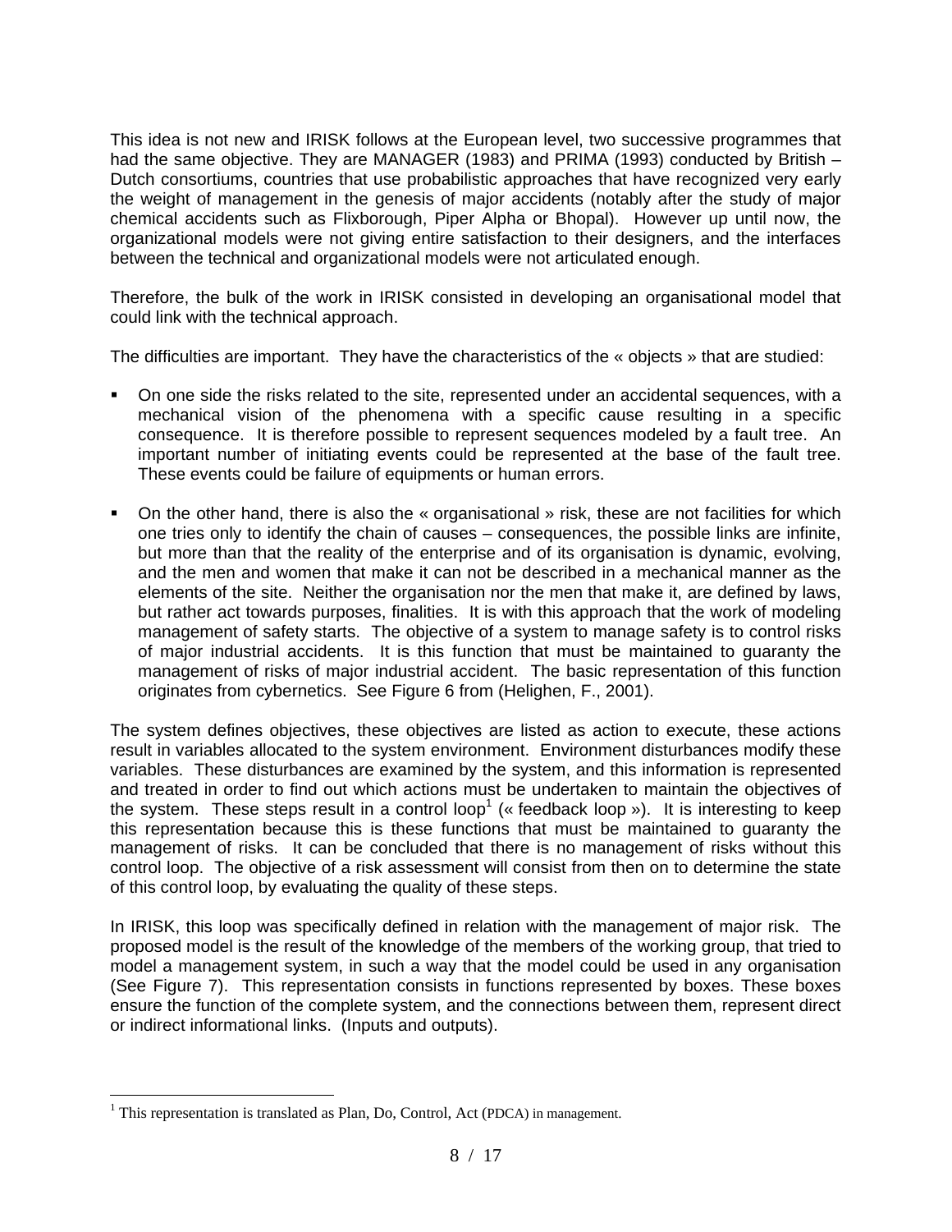This idea is not new and IRISK follows at the European level, two successive programmes that had the same objective. They are MANAGER (1983) and PRIMA (1993) conducted by British – Dutch consortiums, countries that use probabilistic approaches that have recognized very early the weight of management in the genesis of major accidents (notably after the study of major chemical accidents such as Flixborough, Piper Alpha or Bhopal). However up until now, the organizational models were not giving entire satisfaction to their designers, and the interfaces between the technical and organizational models were not articulated enough.

Therefore, the bulk of the work in IRISK consisted in developing an organisational model that could link with the technical approach.

The difficulties are important. They have the characteristics of the « objects » that are studied:

- On one side the risks related to the site, represented under an accidental sequences, with a mechanical vision of the phenomena with a specific cause resulting in a specific consequence. It is therefore possible to represent sequences modeled by a fault tree. An important number of initiating events could be represented at the base of the fault tree. These events could be failure of equipments or human errors.
- On the other hand, there is also the « organisational » risk, these are not facilities for which one tries only to identify the chain of causes – consequences, the possible links are infinite, but more than that the reality of the enterprise and of its organisation is dynamic, evolving, and the men and women that make it can not be described in a mechanical manner as the elements of the site. Neither the organisation nor the men that make it, are defined by laws, but rather act towards purposes, finalities. It is with this approach that the work of modeling management of safety starts. The objective of a system to manage safety is to control risks of major industrial accidents. It is this function that must be maintained to guaranty the management of risks of major industrial accident. The basic representation of this function originates from cybernetics. See Figure 6 from (Helighen, F., 2001).

The system defines objectives, these objectives are listed as action to execute, these actions result in variables allocated to the system environment. Environment disturbances modify these variables. These disturbances are examined by the system, and this information is represented and treated in order to find out which actions must be undertaken to maintain the objectives of the system. These steps result in a control loop[1] (« feedback loop »). It is interesting to keep this representation because this is these functions that must be maintained to guaranty the management of risks. It can be concluded that there is no management of risks without this control loop. The objective of a risk assessment will consist from then on to determine the state of this control loop, by evaluating the quality of these steps.

In IRISK, this loop was specifically defined in relation with the management of major risk. The proposed model is the result of the knowledge of the members of the working group, that tried to model a management system, in such a way that the model could be used in any organisation (See Figure 7). This representation consists in functions represented by boxes. These boxes ensure the function of the complete system, and the connections between them, represent direct or indirect informational links. (Inputs and outputs).

[1] This representation is translated as Plan, Do, Control, Act (PDCA) in management.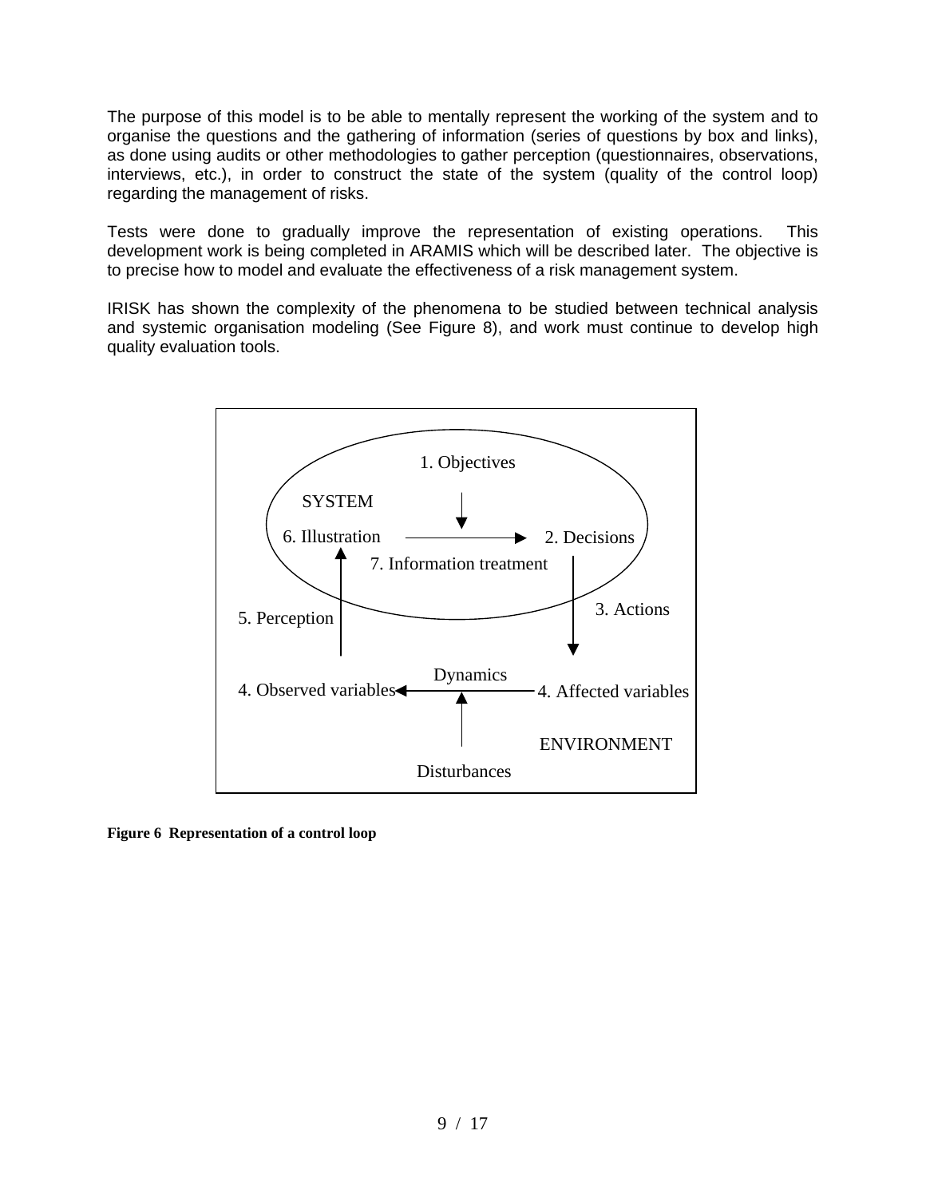The purpose of this model is to be able to mentally represent the working of the system and to organise the questions and the gathering of information (series of questions by box and links), as done using audits or other methodologies to gather perception (questionnaires, observations, interviews, etc.), in order to construct the state of the system (quality of the control loop) regarding the management of risks.

Tests were done to gradually improve the representation of existing operations. This development work is being completed in ARAMIS which will be described later. The objective is to precise how to model and evaluate the effectiveness of a risk management system.

IRISK has shown the complexity of the phenomena to be studied between technical analysis and systemic organisation modeling (See Figure 8), and work must continue to develop high quality evaluation tools.

1. Objectives

SYSTEM

6. Illustration

2. Decisions

7. Information treatment

3. Actions

5. Perception

Dynamics

4. Observed variables

4. Affected variables

ENVIRONMENT

Disturbances

**Figure 6 Representation of a control loop**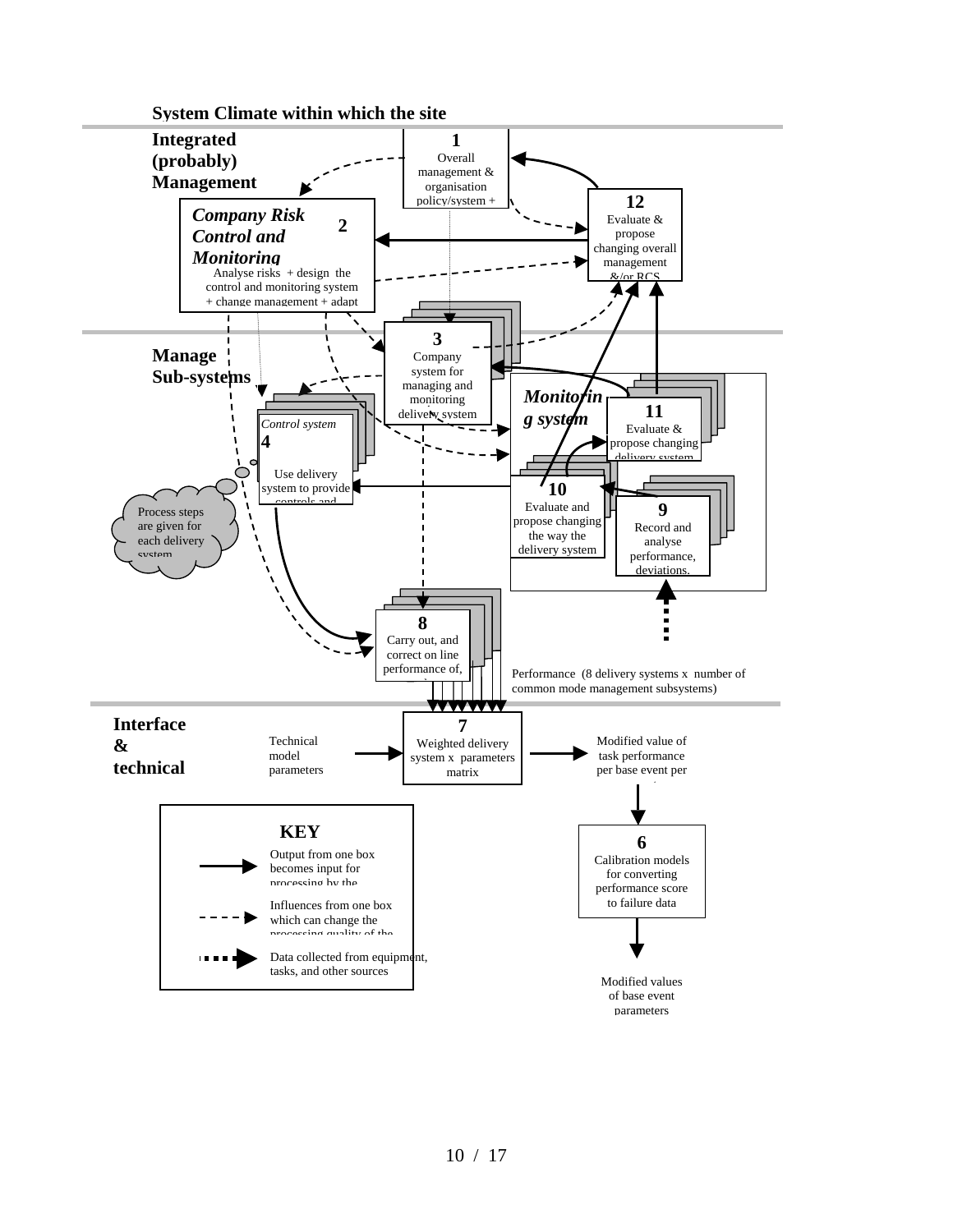**System Climate within which the site**

**Integrated (probably) Management**

**1** Overall management & organisation policy/system +

**12** Evaluate & propose changing overall management &/or RCS

***Company Risk Control and Monitoring*** **2**
Analyse risks + design the control and monitoring system + change management + adapt

**Manage Sub-systems**

**3** Company system for managing and monitoring delivery system

***Control system*** **4**
Use delivery system to provide controls and

***Monitoring system***

**11** Evaluate & propose changing delivery system

**10** Evaluate and propose changing the way the delivery system

**9** Record and analyse performance, deviations.

Process steps are given for each delivery system

**8** Carry out, and correct on line performance of,

Performance (8 delivery systems x number of common mode management subsystems)

**Interface & technical**

Technical model parameters

**7** Weighted delivery system x parameters matrix

Modified value of task performance per base event per

**6** Calibration models for converting performance score to failure data

Modified values of base event parameters

**KEY**

- Solid arrow: Output from one box becomes input for processing by the
- Dashed arrow: Influences from one box which can change the processing quality of the
- Dotted bold arrow: Data collected from equipment, tasks, and other sources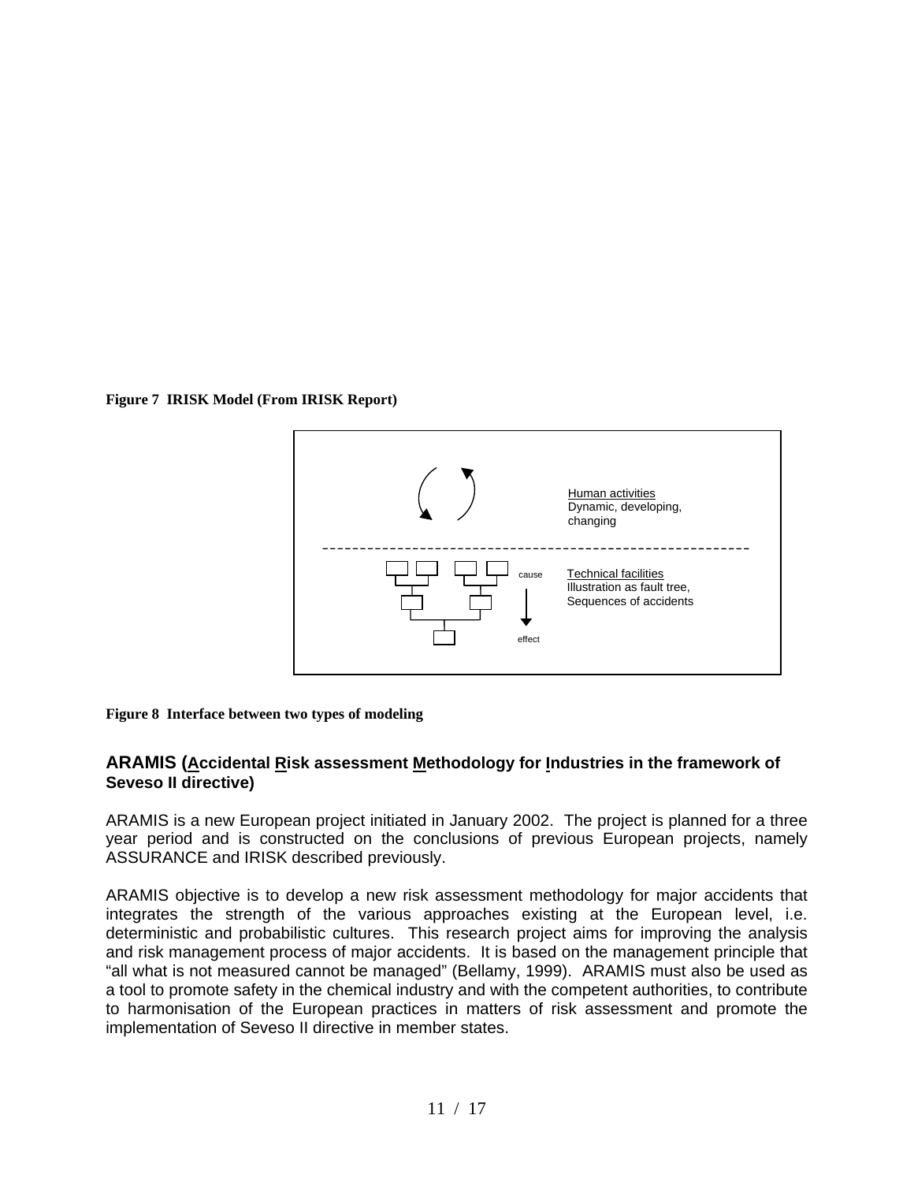**Figure 7 IRISK Model (From IRISK Report)**

Human activities
Dynamic, developing, changing

cause

effect

Technical facilities
Illustration as fault tree, Sequences of accidents

**Figure 8 Interface between two types of modeling**

## ARAMIS (Accidental Risk assessment Methodology for Industries in the framework of Seveso II directive)

ARAMIS is a new European project initiated in January 2002. The project is planned for a three year period and is constructed on the conclusions of previous European projects, namely ASSURANCE and IRISK described previously.

ARAMIS objective is to develop a new risk assessment methodology for major accidents that integrates the strength of the various approaches existing at the European level, i.e. deterministic and probabilistic cultures. This research project aims for improving the analysis and risk management process of major accidents. It is based on the management principle that "all what is not measured cannot be managed" (Bellamy, 1999). ARAMIS must also be used as a tool to promote safety in the chemical industry and with the competent authorities, to contribute to harmonisation of the European practices in matters of risk assessment and promote the implementation of Seveso II directive in member states.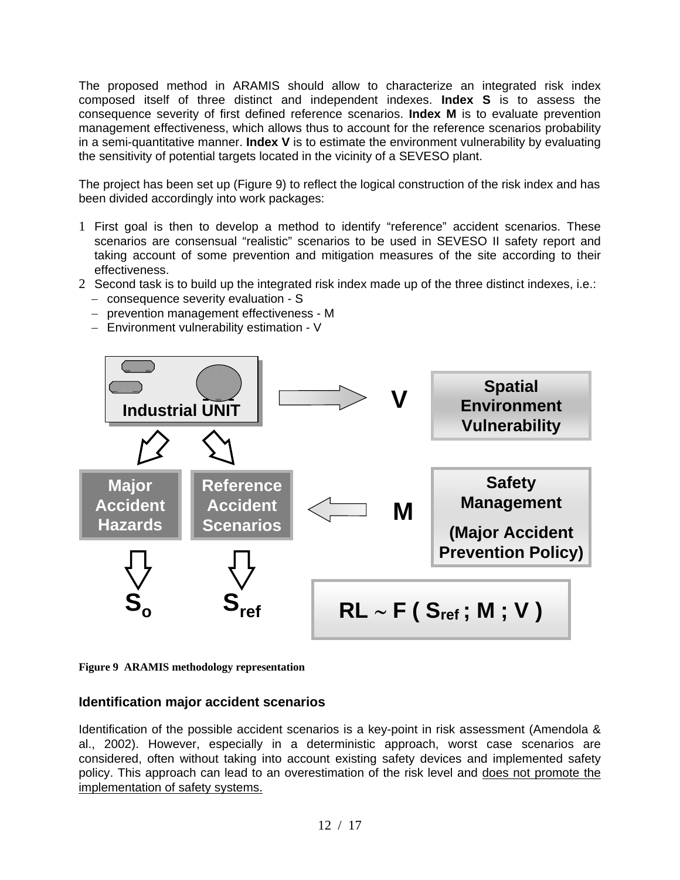The proposed method in ARAMIS should allow to characterize an integrated risk index composed itself of three distinct and independent indexes. **Index S** is to assess the consequence severity of first defined reference scenarios. **Index M** is to evaluate prevention management effectiveness, which allows thus to account for the reference scenarios probability in a semi-quantitative manner. **Index V** is to estimate the environment vulnerability by evaluating the sensitivity of potential targets located in the vicinity of a SEVESO plant.

The project has been set up (Figure 9) to reflect the logical construction of the risk index and has been divided accordingly into work packages:

1. First goal is then to develop a method to identify "reference" accident scenarios. These scenarios are consensual "realistic" scenarios to be used in SEVESO II safety report and taking account of some prevention and mitigation measures of the site according to their effectiveness.
2. Second task is to build up the integrated risk index made up of the three distinct indexes, i.e.:
   - consequence severity evaluation - S
   - prevention management effectiveness - M
   - Environment vulnerability estimation - V

Industrial UNIT → V → Spatial Environment Vulnerability

Major Accident Hazards → $S_o$

Reference Accident Scenarios → $S_{ref}$

Safety Management (Major Accident Prevention Policy) → M → Reference Accident Scenarios

$$RL \sim F(S_{ref}\,;\,M\,;\,V)$$

**Figure 9 ARAMIS methodology representation**

### Identification major accident scenarios

Identification of the possible accident scenarios is a key-point in risk assessment (Amendola & al., 2002). However, especially in a deterministic approach, worst case scenarios are considered, often without taking into account existing safety devices and implemented safety policy. This approach can lead to an overestimation of the risk level and does not promote the implementation of safety systems.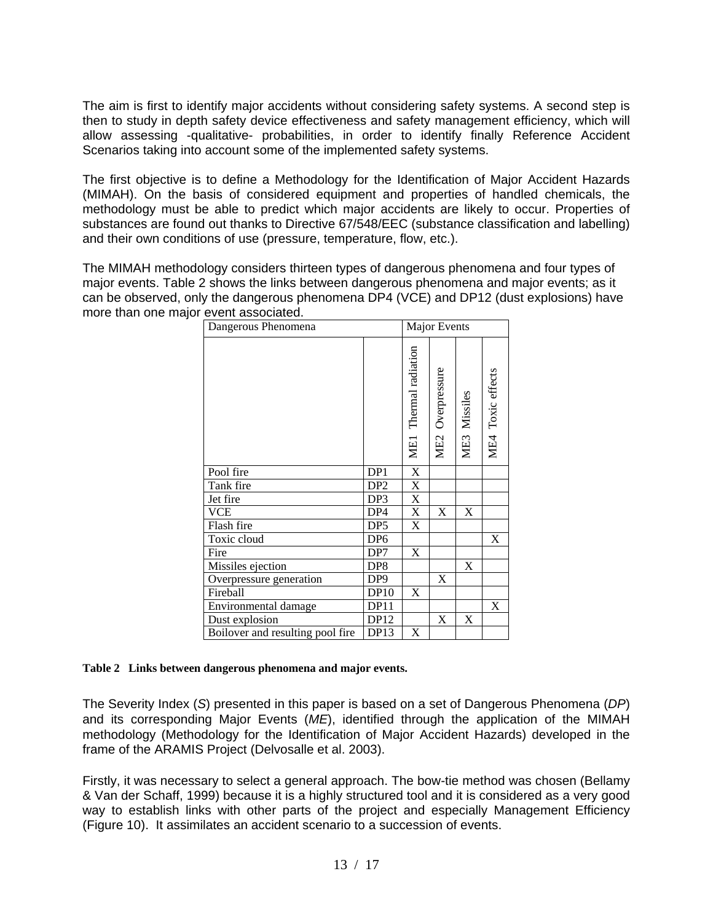The aim is first to identify major accidents without considering safety systems. A second step is then to study in depth safety device effectiveness and safety management efficiency, which will allow assessing -qualitative- probabilities, in order to identify finally Reference Accident Scenarios taking into account some of the implemented safety systems.

The first objective is to define a Methodology for the Identification of Major Accident Hazards (MIMAH). On the basis of considered equipment and properties of handled chemicals, the methodology must be able to predict which major accidents are likely to occur. Properties of substances are found out thanks to Directive 67/548/EEC (substance classification and labelling) and their own conditions of use (pressure, temperature, flow, etc.).

The MIMAH methodology considers thirteen types of dangerous phenomena and four types of major events. Table 2 shows the links between dangerous phenomena and major events; as it can be observed, only the dangerous phenomena DP4 (VCE) and DP12 (dust explosions) have more than one major event associated.

| Dangerous Phenomena | | Major Events | | | |
|---|---|---|---|---|---|
| | | ME1 Thermal radiation | ME2 Overpressure | ME3 Missiles | ME4 Toxic effects |
| Pool fire | DP1 | X | | | |
| Tank fire | DP2 | X | | | |
| Jet fire | DP3 | X | | | |
| VCE | DP4 | X | X | X | |
| Flash fire | DP5 | X | | | |
| Toxic cloud | DP6 | | | | X |
| Fire | DP7 | X | | | |
| Missiles ejection | DP8 | | | X | |
| Overpressure generation | DP9 | | X | | |
| Fireball | DP10 | X | | | |
| Environmental damage | DP11 | | | | X |
| Dust explosion | DP12 | | X | X | |
| Boilover and resulting pool fire | DP13 | X | | | |

**Table 2 Links between dangerous phenomena and major events.**

The Severity Index (*S*) presented in this paper is based on a set of Dangerous Phenomena (*DP*) and its corresponding Major Events (*ME*), identified through the application of the MIMAH methodology (Methodology for the Identification of Major Accident Hazards) developed in the frame of the ARAMIS Project (Delvosalle et al. 2003).

Firstly, it was necessary to select a general approach. The bow-tie method was chosen (Bellamy & Van der Schaff, 1999) because it is a highly structured tool and it is considered as a very good way to establish links with other parts of the project and especially Management Efficiency (Figure 10). It assimilates an accident scenario to a succession of events.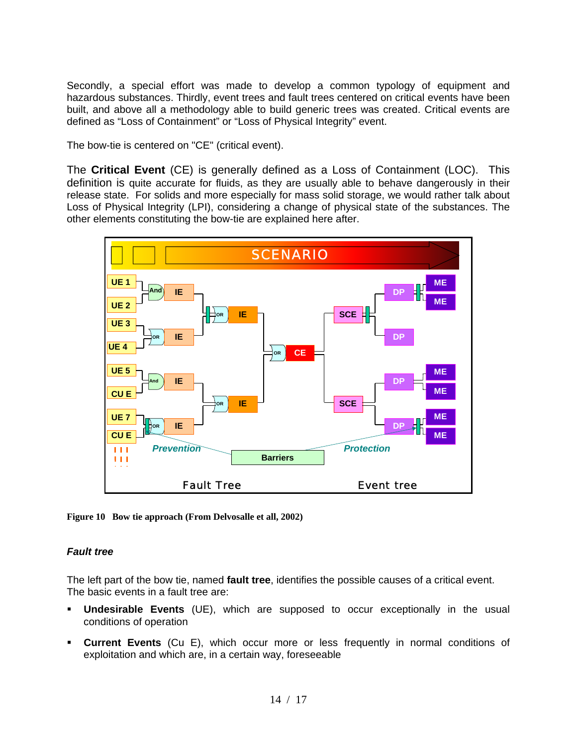Secondly, a special effort was made to develop a common typology of equipment and hazardous substances. Thirdly, event trees and fault trees centered on critical events have been built, and above all a methodology able to build generic trees was created. Critical events are defined as “Loss of Containment” or “Loss of Physical Integrity” event.

The bow-tie is centered on "CE" (critical event).

The **Critical Event** (CE) is generally defined as a Loss of Containment (LOC). This definition is quite accurate for fluids, as they are usually able to behave dangerously in their release state. For solids and more especially for mass solid storage, we would rather talk about Loss of Physical Integrity (LPI), considering a change of physical state of the substances. The other elements constituting the bow-tie are explained here after.

**Figure 10 Bow tie approach (From Delvosalle et all, 2002)**

### *Fault tree*

The left part of the bow tie, named **fault tree**, identifies the possible causes of a critical event. The basic events in a fault tree are:

- **Undesirable Events** (UE), which are supposed to occur exceptionally in the usual conditions of operation
- **Current Events** (Cu E), which occur more or less frequently in normal conditions of exploitation and which are, in a certain way, foreseeable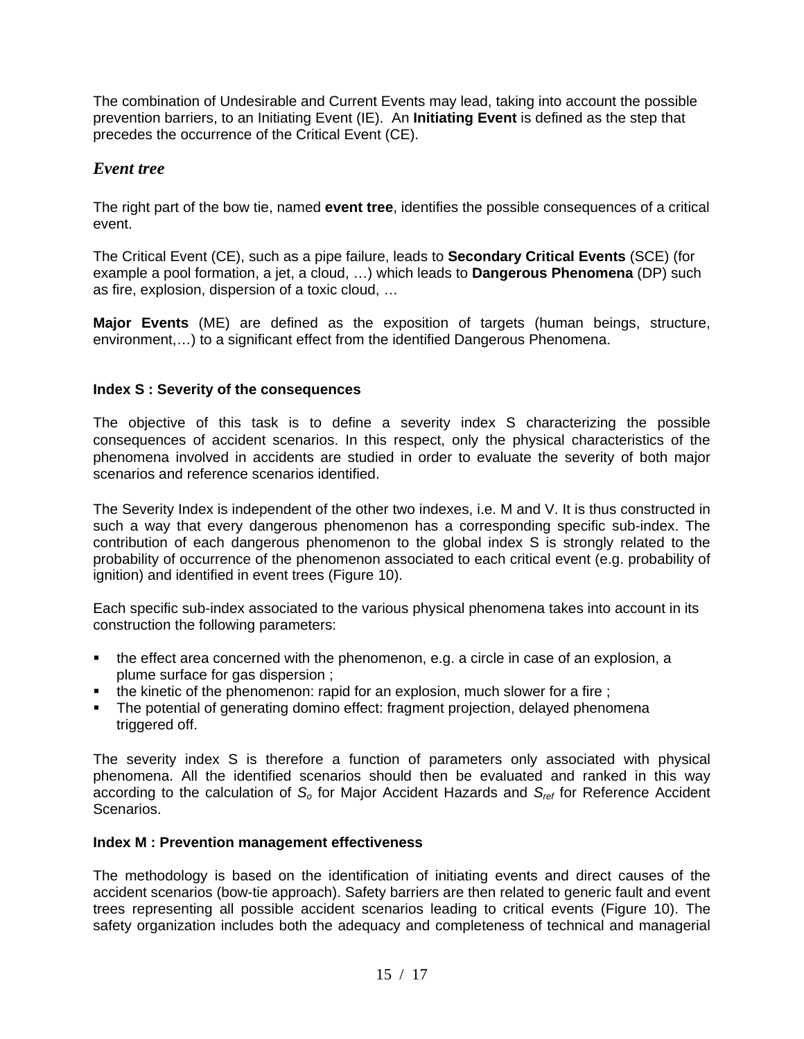The combination of Undesirable and Current Events may lead, taking into account the possible prevention barriers, to an Initiating Event (IE). An **Initiating Event** is defined as the step that precedes the occurrence of the Critical Event (CE).

### *Event tree*

The right part of the bow tie, named **event tree**, identifies the possible consequences of a critical event.

The Critical Event (CE), such as a pipe failure, leads to **Secondary Critical Events** (SCE) (for example a pool formation, a jet, a cloud, …) which leads to **Dangerous Phenomena** (DP) such as fire, explosion, dispersion of a toxic cloud, …

**Major Events** (ME) are defined as the exposition of targets (human beings, structure, environment,…) to a significant effect from the identified Dangerous Phenomena.

#### Index S : Severity of the consequences

The objective of this task is to define a severity index S characterizing the possible consequences of accident scenarios. In this respect, only the physical characteristics of the phenomena involved in accidents are studied in order to evaluate the severity of both major scenarios and reference scenarios identified.

The Severity Index is independent of the other two indexes, i.e. M and V. It is thus constructed in such a way that every dangerous phenomenon has a corresponding specific sub-index. The contribution of each dangerous phenomenon to the global index S is strongly related to the probability of occurrence of the phenomenon associated to each critical event (e.g. probability of ignition) and identified in event trees (Figure 10).

Each specific sub-index associated to the various physical phenomena takes into account in its construction the following parameters:

- the effect area concerned with the phenomenon, e.g. a circle in case of an explosion, a plume surface for gas dispersion ;
- the kinetic of the phenomenon: rapid for an explosion, much slower for a fire ;
- The potential of generating domino effect: fragment projection, delayed phenomena triggered off.

The severity index S is therefore a function of parameters only associated with physical phenomena. All the identified scenarios should then be evaluated and ranked in this way according to the calculation of $S_o$ for Major Accident Hazards and $S_{ref}$ for Reference Accident Scenarios.

#### Index M : Prevention management effectiveness

The methodology is based on the identification of initiating events and direct causes of the accident scenarios (bow-tie approach). Safety barriers are then related to generic fault and event trees representing all possible accident scenarios leading to critical events (Figure 10). The safety organization includes both the adequacy and completeness of technical and managerial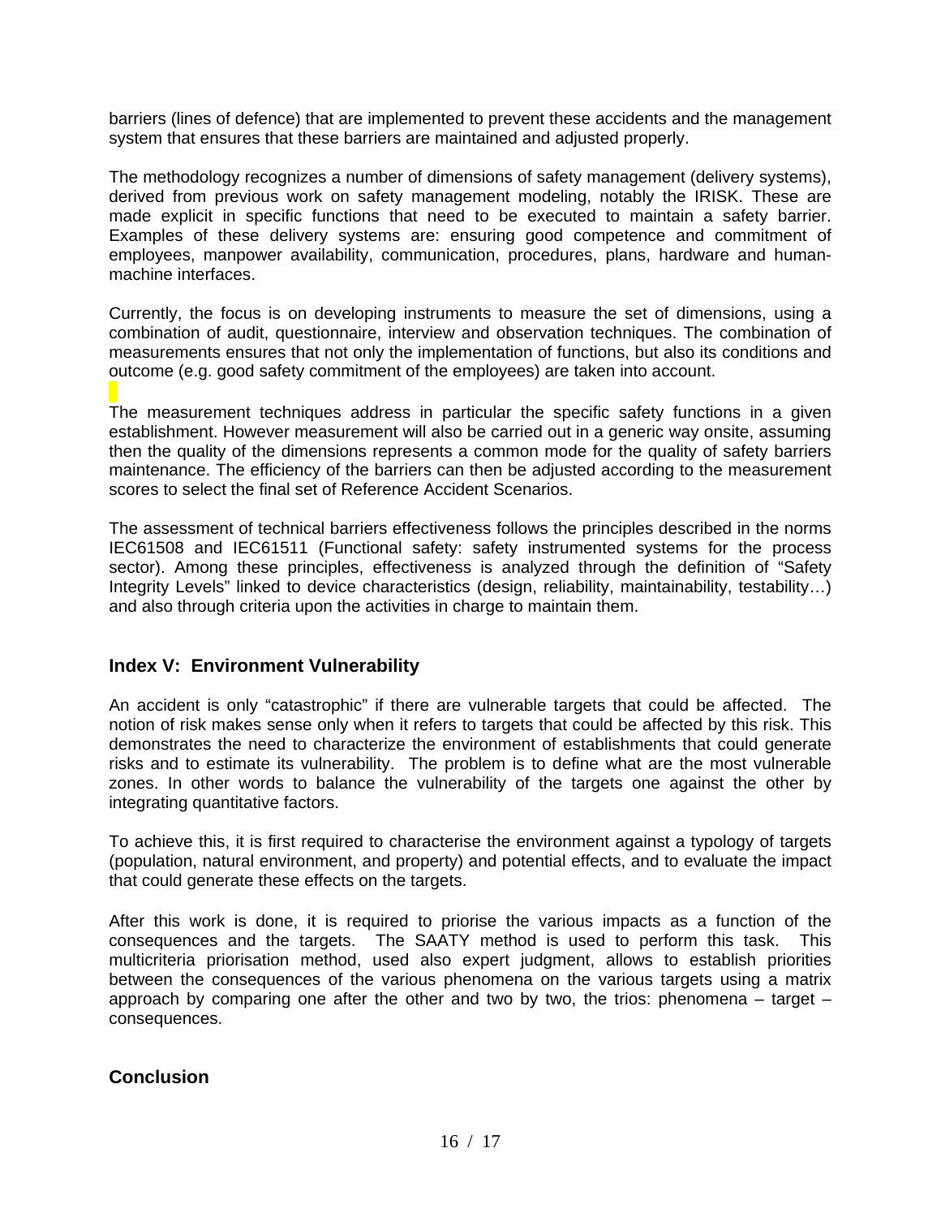barriers (lines of defence) that are implemented to prevent these accidents and the management system that ensures that these barriers are maintained and adjusted properly.

The methodology recognizes a number of dimensions of safety management (delivery systems), derived from previous work on safety management modeling, notably the IRISK. These are made explicit in specific functions that need to be executed to maintain a safety barrier. Examples of these delivery systems are: ensuring good competence and commitment of employees, manpower availability, communication, procedures, plans, hardware and human-machine interfaces.

Currently, the focus is on developing instruments to measure the set of dimensions, using a combination of audit, questionnaire, interview and observation techniques. The combination of measurements ensures that not only the implementation of functions, but also its conditions and outcome (e.g. good safety commitment of the employees) are taken into account.

The measurement techniques address in particular the specific safety functions in a given establishment. However measurement will also be carried out in a generic way onsite, assuming then the quality of the dimensions represents a common mode for the quality of safety barriers maintenance. The efficiency of the barriers can then be adjusted according to the measurement scores to select the final set of Reference Accident Scenarios.

The assessment of technical barriers effectiveness follows the principles described in the norms IEC61508 and IEC61511 (Functional safety: safety instrumented systems for the process sector). Among these principles, effectiveness is analyzed through the definition of "Safety Integrity Levels" linked to device characteristics (design, reliability, maintainability, testability…) and also through criteria upon the activities in charge to maintain them.

## Index V: Environment Vulnerability

An accident is only "catastrophic" if there are vulnerable targets that could be affected. The notion of risk makes sense only when it refers to targets that could be affected by this risk. This demonstrates the need to characterize the environment of establishments that could generate risks and to estimate its vulnerability. The problem is to define what are the most vulnerable zones. In other words to balance the vulnerability of the targets one against the other by integrating quantitative factors.

To achieve this, it is first required to characterise the environment against a typology of targets (population, natural environment, and property) and potential effects, and to evaluate the impact that could generate these effects on the targets.

After this work is done, it is required to priorise the various impacts as a function of the consequences and the targets. The SAATY method is used to perform this task. This multicriteria priorisation method, used also expert judgment, allows to establish priorities between the consequences of the various phenomena on the various targets using a matrix approach by comparing one after the other and two by two, the trios: phenomena – target – consequences.

## Conclusion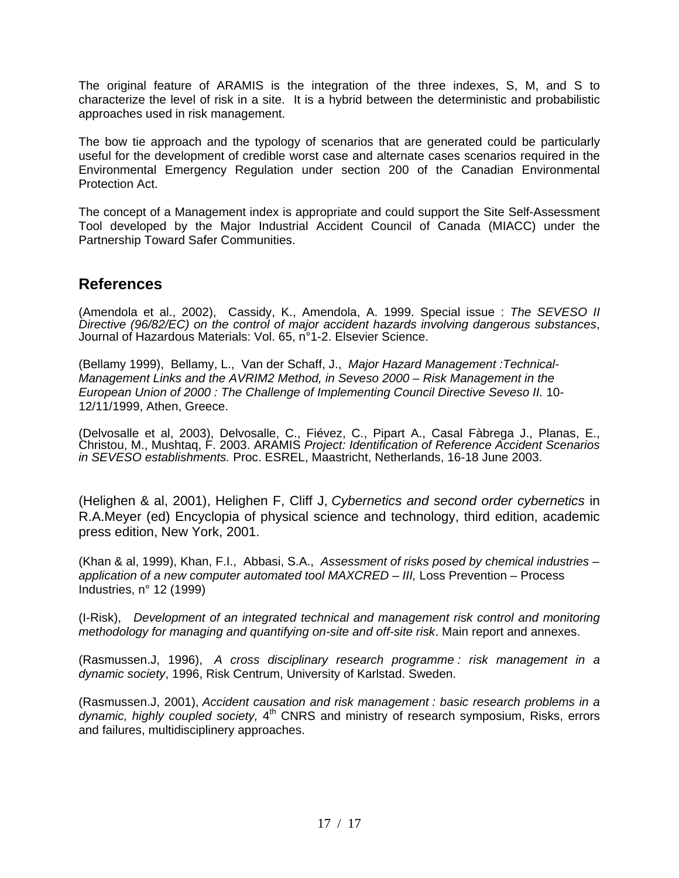The original feature of ARAMIS is the integration of the three indexes, S, M, and S to characterize the level of risk in a site. It is a hybrid between the deterministic and probabilistic approaches used in risk management.

The bow tie approach and the typology of scenarios that are generated could be particularly useful for the development of credible worst case and alternate cases scenarios required in the Environmental Emergency Regulation under section 200 of the Canadian Environmental Protection Act.

The concept of a Management index is appropriate and could support the Site Self-Assessment Tool developed by the Major Industrial Accident Council of Canada (MIACC) under the Partnership Toward Safer Communities.

## References

(Amendola et al., 2002), Cassidy, K., Amendola, A. 1999. Special issue : *The SEVESO II Directive (96/82/EC) on the control of major accident hazards involving dangerous substances*, Journal of Hazardous Materials: Vol. 65, n°1-2. Elsevier Science.

(Bellamy 1999), Bellamy, L., Van der Schaff, J., *Major Hazard Management :Technical-Management Links and the AVRIM2 Method, in Seveso 2000 – Risk Management in the European Union of 2000 : The Challenge of Implementing Council Directive Seveso II.* 10-12/11/1999, Athen, Greece.

(Delvosalle et al, 2003), Delvosalle, C., Fiévez, C., Pipart A., Casal Fàbrega J., Planas, E., Christou, M., Mushtaq, F. 2003. ARAMIS *Project: Identification of Reference Accident Scenarios in SEVESO establishments.* Proc. ESREL, Maastricht, Netherlands, 16-18 June 2003.

(Helighen & al, 2001), Helighen F, Cliff J, *Cybernetics and second order cybernetics* in R.A.Meyer (ed) Encyclopia of physical science and technology, third edition, academic press edition, New York, 2001.

(Khan & al, 1999), Khan, F.I., Abbasi, S.A., *Assessment of risks posed by chemical industries – application of a new computer automated tool MAXCRED – III,* Loss Prevention – Process Industries, n° 12 (1999)

(I-Risk), *Development of an integrated technical and management risk control and monitoring methodology for managing and quantifying on-site and off-site risk*. Main report and annexes.

(Rasmussen.J, 1996), *A cross disciplinary research programme : risk management in a dynamic society*, 1996, Risk Centrum, University of Karlstad. Sweden.

(Rasmussen.J, 2001), *Accident causation and risk management : basic research problems in a dynamic, highly coupled society,* 4th CNRS and ministry of research symposium, Risks, errors and failures, multidisciplinery approaches.